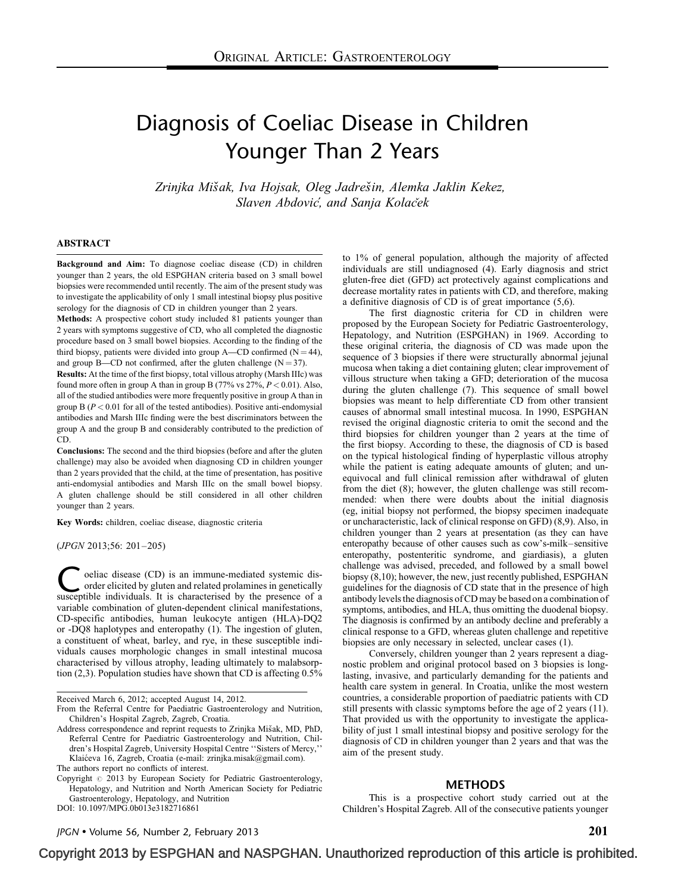# Diagnosis of Coeliac Disease in Children Younger Than 2 Years

*Zrinjka Mišak, Iva Hojsak, Oleg Jadrešin, Alemka Jaklin Kekez, Slaven Abdović, and Sanja Kolaček*

## ABSTRACT

**Background and Aim:** To diagnose coeliac disease (CD) in children younger than 2 years, the old ESPGHAN criteria based on 3 small bowel biopsies were recommended until recently. The aim of the present study was to investigate the applicability of only 1 small intestinal biopsy plus positive serology for the diagnosis of CD in children younger than 2 years.

**Methods:** A prospective cohort study included 81 patients younger than 2 years with symptoms suggestive of CD, who all completed the diagnostic procedure based on 3 small bowel biopsies. According to the finding of the third biopsy, patients were divided into group A—CD confirmed ($N = 44$), and group B—CD not confirmed, after the gluten challenge ($N = 37$).

**Results:** At the time of the first biopsy, total villous atrophy (Marsh IIIc) was found more often in group A than in group B (77% vs 27%, $P < 0.01$). Also, all of the studied antibodies were more frequently positive in group A than in group B ($P < 0.01$ for all of the tested antibodies). Positive anti-endomysial antibodies and Marsh IIIc finding were the best discriminators between the group A and the group B and considerably contributed to the prediction of CD.

**Conclusions:** The second and the third biopsies (before and after the gluten challenge) may also be avoided when diagnosing CD in children younger than 2 years provided that the child, at the time of presentation, has positive anti-endomysial antibodies and Marsh IIIc on the small bowel biopsy. A gluten challenge should be still considered in all other children younger than 2 years.

**Key Words:** children, coeliac disease, diagnostic criteria

(*JPGN* 2013;56: 201–205)

Coeliac disease (CD) is an immune-mediated systemic disorder elicited by gluten and related prolamines in genetically susceptible individuals. It is characterised by the presence of a variable combination of gluten-dependent clinical manifestations, CD-specific antibodies, human leukocyte antigen (HLA)-DQ2 or -DQ8 haplotypes and enteropathy (1). The ingestion of gluten, a constituent of wheat, barley, and rye, in these susceptible individuals causes morphologic changes in small intestinal mucosa characterised by villous atrophy, leading ultimately to malabsorption (2,3). Population studies have shown that CD is affecting 0.5% to 1% of general population, although the majority of affected individuals are still undiagnosed (4). Early diagnosis and strict gluten-free diet (GFD) act protectively against complications and decrease mortality rates in patients with CD, and therefore, making a definitive diagnosis of CD is of great importance (5,6).

The first diagnostic criteria for CD in children were proposed by the European Society for Pediatric Gastroenterology, Hepatology, and Nutrition (ESPGHAN) in 1969. According to these original criteria, the diagnosis of CD was made upon the sequence of 3 biopsies if there were structurally abnormal jejunal mucosa when taking a diet containing gluten; clear improvement of villous structure when taking a GFD; deterioration of the mucosa during the gluten challenge (7). This sequence of small bowel biopsies was meant to help differentiate CD from other transient causes of abnormal small intestinal mucosa. In 1990, ESPGHAN revised the original diagnostic criteria to omit the second and the third biopsies for children younger than 2 years at the time of the first biopsy. According to these, the diagnosis of CD is based on the typical histological finding of hyperplastic villous atrophy while the patient is eating adequate amounts of gluten; and unequivocal and full clinical remission after withdrawal of gluten from the diet (8); however, the gluten challenge was still recommended: when there were doubts about the initial diagnosis (eg, initial biopsy not performed, the biopsy specimen inadequate or uncharacteristic, lack of clinical response on GFD) (8,9). Also, in children younger than 2 years at presentation (as they can have enteropathy because of other causes such as cow's-milk–sensitive enteropathy, postenteritic syndrome, and giardiasis), a gluten challenge was advised, preceded, and followed by a small bowel biopsy (8,10); however, the new, just recently published, ESPGHAN guidelines for the diagnosis of CD state that in the presence of high antibody levels the diagnosis of CD may be based on a combination of symptoms, antibodies, and HLA, thus omitting the duodenal biopsy. The diagnosis is confirmed by an antibody decline and preferably a clinical response to a GFD, whereas gluten challenge and repetitive biopsies are only necessary in selected, unclear cases (1).

Conversely, children younger than 2 years represent a diagnostic problem and original protocol based on 3 biopsies is long-lasting, invasive, and particularly demanding for the patients and health care system in general. In Croatia, unlike the most western countries, a considerable proportion of paediatric patients with CD still presents with classic symptoms before the age of 2 years (11). That provided us with the opportunity to investigate the applicability of just 1 small intestinal biopsy and positive serology for the diagnosis of CD in children younger than 2 years and that was the aim of the present study.

## METHODS

This is a prospective cohort study carried out at the Children's Hospital Zagreb. All of the consecutive patients younger

---

Received March 6, 2012; accepted August 14, 2012.

From the Referral Centre for Paediatric Gastroenterology and Nutrition, Children's Hospital Zagreb, Zagreb, Croatia.

Address correspondence and reprint requests to Zrinjka Mišak, MD, PhD, Referral Centre for Paediatric Gastroenterology and Nutrition, Children's Hospital Zagreb, University Hospital Centre ''Sisters of Mercy,'' Klaićeva 16, Zagreb, Croatia (e-mail: zrinjka.misak@gmail.com).

The authors report no conflicts of interest.

Copyright © 2013 by European Society for Pediatric Gastroenterology, Hepatology, and Nutrition and North American Society for Pediatric Gastroenterology, Hepatology, and Nutrition

DOI: 10.1097/MPG.0b013e3182716861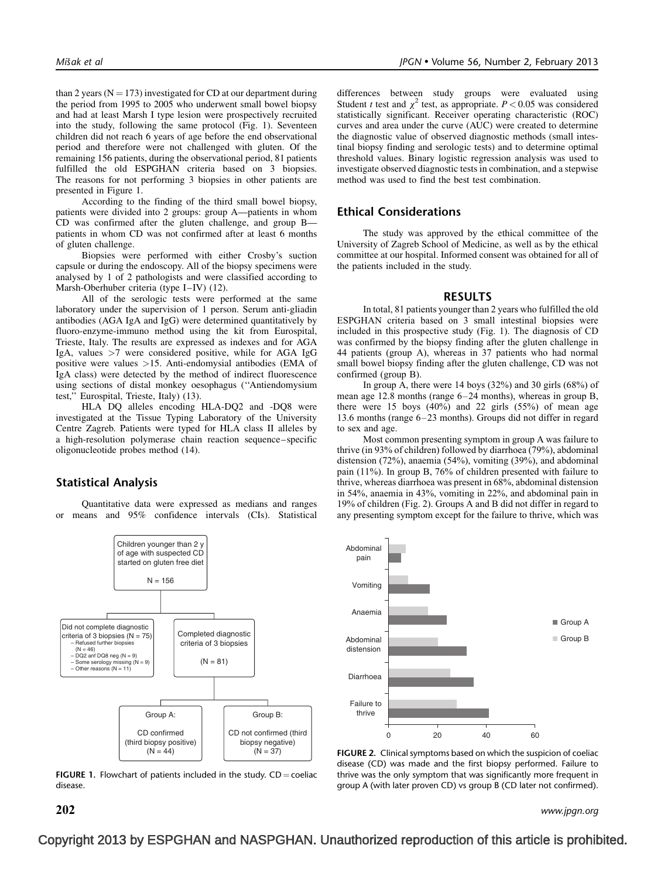than 2 years (N = 173) investigated for CD at our department during the period from 1995 to 2005 who underwent small bowel biopsy and had at least Marsh I type lesion were prospectively recruited into the study, following the same protocol (Fig. 1). Seventeen children did not reach 6 years of age before the end observational period and therefore were not challenged with gluten. Of the remaining 156 patients, during the observational period, 81 patients fulfilled the old ESPGHAN criteria based on 3 biopsies. The reasons for not performing 3 biopsies in other patients are presented in Figure 1.

According to the finding of the third small bowel biopsy, patients were divided into 2 groups: group A—patients in whom CD was confirmed after the gluten challenge, and group B—patients in whom CD was not confirmed after at least 6 months of gluten challenge.

Biopsies were performed with either Crosby's suction capsule or during the endoscopy. All of the biopsy specimens were analysed by 1 of 2 pathologists and were classified according to Marsh-Oberhuber criteria (type I–IV) (12).

All of the serologic tests were performed at the same laboratory under the supervision of 1 person. Serum anti-gliadin antibodies (AGA IgA and IgG) were determined quantitatively by fluoro-enzyme-immuno method using the kit from Eurospital, Trieste, Italy. The results are expressed as indexes and for AGA IgA, values >7 were considered positive, while for AGA IgG positive were values >15. Anti-endomysial antibodies (EMA of IgA class) were detected by the method of indirect fluorescence using sections of distal monkey oesophagus ("Antiendomysium test," Eurospital, Trieste, Italy) (13).

HLA DQ alleles encoding HLA-DQ2 and -DQ8 were investigated at the Tissue Typing Laboratory of the University Centre Zagreb. Patients were typed for HLA class II alleles by a high-resolution polymerase chain reaction sequence–specific oligonucleotide probes method (14).

## Statistical Analysis

Quantitative data were expressed as medians and ranges or means and 95% confidence intervals (CIs). Statistical differences between study groups were evaluated using Student $t$ test and $\chi^2$ test, as appropriate. $P < 0.05$ was considered statistically significant. Receiver operating characteristic (ROC) curves and area under the curve (AUC) were created to determine the diagnostic value of observed diagnostic methods (small intestinal biopsy finding and serologic tests) and to determine optimal threshold values. Binary logistic regression analysis was used to investigate observed diagnostic tests in combination, and a stepwise method was used to find the best test combination.

## Ethical Considerations

The study was approved by the ethical committee of the University of Zagreb School of Medicine, as well as by the ethical committee at our hospital. Informed consent was obtained for all of the patients included in the study.

# RESULTS

In total, 81 patients younger than 2 years who fulfilled the old ESPGHAN criteria based on 3 small intestinal biopsies were included in this prospective study (Fig. 1). The diagnosis of CD was confirmed by the biopsy finding after the gluten challenge in 44 patients (group A), whereas in 37 patients who had normal small bowel biopsy finding after the gluten challenge, CD was not confirmed (group B).

In group A, there were 14 boys (32%) and 30 girls (68%) of mean age 12.8 months (range 6–24 months), whereas in group B, there were 15 boys (40%) and 22 girls (55%) of mean age 13.6 months (range 6–23 months). Groups did not differ in regard to sex and age.

Most common presenting symptom in group A was failure to thrive (in 93% of children) followed by diarrhoea (79%), abdominal distension (72%), anaemia (54%), vomiting (39%), and abdominal pain (11%). In group B, 76% of children presented with failure to thrive, whereas diarrhoea was present in 68%, abdominal distension in 54%, anaemia in 43%, vomiting in 22%, and abdominal pain in 19% of children (Fig. 2). Groups A and B did not differ in regard to any presenting symptom except for the failure to thrive, which was

Children younger than 2 y of age with suspected CD started on gluten free diet N = 156
- Did not complete diagnostic criteria of 3 biopsies (N = 75)
  - Refused further biopsies (N = 46)
  - DQ2 anf DQ8 neg (N = 9)
  - Some serology missing (N = 9)
  - Other reasons (N = 11)
- Completed diagnostic criteria of 3 biopsies (N = 81)
  - Group A: CD confirmed (third biopsy positive) (N = 44)
  - Group B: CD not confirmed (third biopsy negative) (N = 37)

**FIGURE 1.** Flowchart of patients included in the study. CD = coeliac disease.

**FIGURE 2.** Clinical symptoms based on which the suspicion of coeliac disease (CD) was made and the first biopsy performed. Failure to thrive was the only symptom that was significantly more frequent in group A (with later proven CD) vs group B (CD later not confirmed).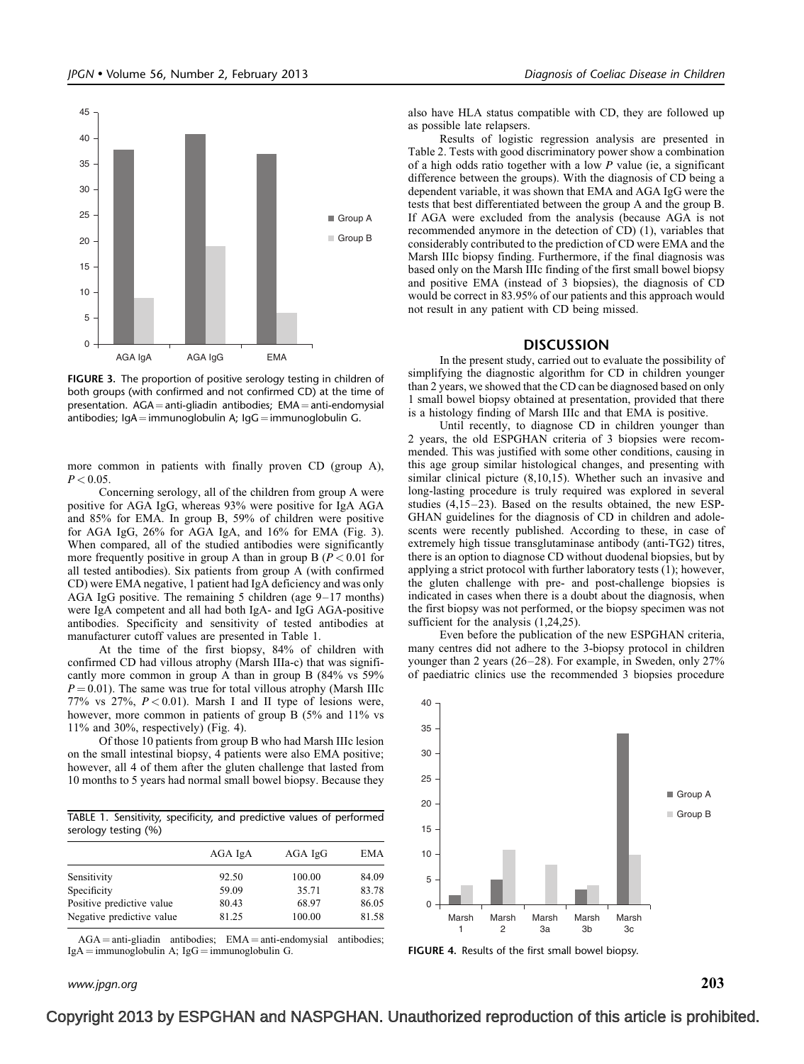FIGURE 3. The proportion of positive serology testing in children of both groups (with confirmed and not confirmed CD) at the time of presentation. AGA = anti-gliadin antibodies; EMA = anti-endomysial antibodies; IgA = immunoglobulin A; IgG = immunoglobulin G.

more common in patients with finally proven CD (group A), $P < 0.05$.

Concerning serology, all of the children from group A were positive for AGA IgG, whereas 93% were positive for IgA AGA and 85% for EMA. In group B, 59% of children were positive for AGA IgG, 26% for AGA IgA, and 16% for EMA (Fig. 3). When compared, all of the studied antibodies were significantly more frequently positive in group A than in group B ($P < 0.01$ for all tested antibodies). Six patients from group A (with confirmed CD) were EMA negative, 1 patient had IgA deficiency and was only AGA IgG positive. The remaining 5 children (age 9–17 months) were IgA competent and all had both IgA- and IgG AGA-positive antibodies. Specificity and sensitivity of tested antibodies at manufacturer cutoff values are presented in Table 1.

At the time of the first biopsy, 84% of children with confirmed CD had villous atrophy (Marsh IIIa-c) that was significantly more common in group A than in group B (84% vs 59% $P = 0.01$). The same was true for total villous atrophy (Marsh IIIc 77% vs 27%, $P < 0.01$). Marsh I and II type of lesions were, however, more common in patients of group B (5% and 11% vs 11% and 30%, respectively) (Fig. 4).

Of those 10 patients from group B who had Marsh IIIc lesion on the small intestinal biopsy, 4 patients were also EMA positive; however, all 4 of them after the gluten challenge that lasted from 10 months to 5 years had normal small bowel biopsy. Because they also have HLA status compatible with CD, they are followed up as possible late relapsers.

TABLE 1. Sensitivity, specificity, and predictive values of performed serology testing (%)

| | AGA IgA | AGA IgG | EMA |
|---|---|---|---|
| Sensitivity | 92.50 | 100.00 | 84.09 |
| Specificity | 59.09 | 35.71 | 83.78 |
| Positive predictive value | 80.43 | 68.97 | 86.05 |
| Negative predictive value | 81.25 | 100.00 | 81.58 |

AGA = anti-gliadin antibodies; EMA = anti-endomysial antibodies; IgA = immunoglobulin A; IgG = immunoglobulin G.

Results of logistic regression analysis are presented in Table 2. Tests with good discriminatory power show a combination of a high odds ratio together with a low *P* value (ie, a significant difference between the groups). With the diagnosis of CD being a dependent variable, it was shown that EMA and AGA IgG were the tests that best differentiated between the group A and the group B. If AGA were excluded from the analysis (because AGA is not recommended anymore in the detection of CD) (1), variables that considerably contributed to the prediction of CD were EMA and the Marsh IIIc biopsy finding. Furthermore, if the final diagnosis was based only on the Marsh IIIc finding of the first small bowel biopsy and positive EMA (instead of 3 biopsies), the diagnosis of CD would be correct in 83.95% of our patients and this approach would not result in any patient with CD being missed.

## DISCUSSION

In the present study, carried out to evaluate the possibility of simplifying the diagnostic algorithm for CD in children younger than 2 years, we showed that the CD can be diagnosed based on only 1 small bowel biopsy obtained at presentation, provided that there is a histology finding of Marsh IIIc and that EMA is positive.

Until recently, to diagnose CD in children younger than 2 years, the old ESPGHAN criteria of 3 biopsies were recommended. This was justified with some other conditions, causing in this age group similar histological changes, and presenting with similar clinical picture (8,10,15). Whether such an invasive and long-lasting procedure is truly required was explored in several studies (4,15–23). Based on the results obtained, the new ESPGHAN guidelines for the diagnosis of CD in children and adolescents were recently published. According to these, in case of extremely high tissue transglutaminase antibody (anti-TG2) titres, there is an option to diagnose CD without duodenal biopsies, but by applying a strict protocol with further laboratory tests (1); however, the gluten challenge with pre- and post-challenge biopsies is indicated in cases when there is a doubt about the diagnosis, when the first biopsy was not performed, or the biopsy specimen was not sufficient for the analysis (1,24,25).

Even before the publication of the new ESPGHAN criteria, many centres did not adhere to the 3-biopsy protocol in children younger than 2 years (26–28). For example, in Sweden, only 27% of paediatric clinics use the recommended 3 biopsies procedure

FIGURE 4. Results of the first small bowel biopsy.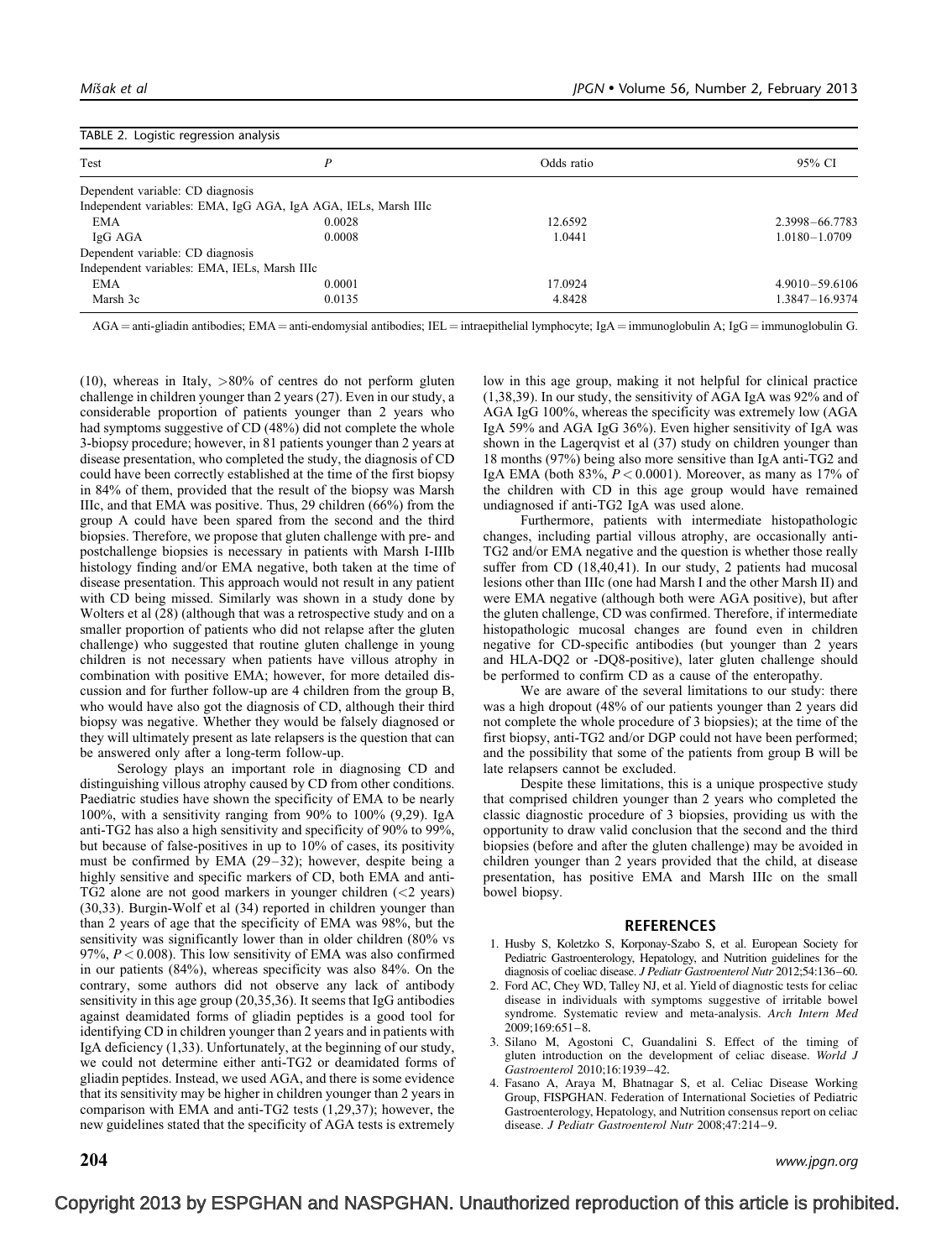TABLE 2. Logistic regression analysis

| Test | P | Odds ratio | 95% CI |
|---|---|---|---|
| Dependent variable: CD diagnosis | | | |
| Independent variables: EMA, IgG AGA, IgA AGA, IELs, Marsh IIIc | | | |
| EMA | 0.0028 | 12.6592 | 2.3998–66.7783 |
| IgG AGA | 0.0008 | 1.0441 | 1.0180–1.0709 |
| Dependent variable: CD diagnosis | | | |
| Independent variables: EMA, IELs, Marsh IIIc | | | |
| EMA | 0.0001 | 17.0924 | 4.9010–59.6106 |
| Marsh 3c | 0.0135 | 4.8428 | 1.3847–16.9374 |

AGA = anti-gliadin antibodies; EMA = anti-endomysial antibodies; IEL = intraepithelial lymphocyte; IgA = immunoglobulin A; IgG = immunoglobulin G.

(10), whereas in Italy, >80% of centres do not perform gluten challenge in children younger than 2 years (27). Even in our study, a considerable proportion of patients younger than 2 years who had symptoms suggestive of CD (48%) did not complete the whole 3-biopsy procedure; however, in 81 patients younger than 2 years at disease presentation, who completed the study, the diagnosis of CD could have been correctly established at the time of the first biopsy in 84% of them, provided that the result of the biopsy was Marsh IIIc, and that EMA was positive. Thus, 29 children (66%) from the group A could have been spared from the second and the third biopsies. Therefore, we propose that gluten challenge with pre- and postchallenge biopsies is necessary in patients with Marsh I-IIIb histology finding and/or EMA negative, both taken at the time of disease presentation. This approach would not result in any patient with CD being missed. Similarly was shown in a study done by Wolters et al (28) (although that was a retrospective study and on a smaller proportion of patients who did not relapse after the gluten challenge) who suggested that routine gluten challenge in young children is not necessary when patients have villous atrophy in combination with positive EMA; however, for more detailed discussion and for further follow-up are 4 children from the group B, who would have also got the diagnosis of CD, although their third biopsy was negative. Whether they would be falsely diagnosed or they will ultimately present as late relapsers is the question that can be answered only after a long-term follow-up.

Serology plays an important role in diagnosing CD and distinguishing villous atrophy caused by CD from other conditions. Paediatric studies have shown the specificity of EMA to be nearly 100%, with a sensitivity ranging from 90% to 100% (9,29). IgA anti-TG2 has also a high sensitivity and specificity of 90% to 99%, but because of false-positives in up to 10% of cases, its positivity must be confirmed by EMA (29–32); however, despite being a highly sensitive and specific markers of CD, both EMA and anti-TG2 alone are not good markers in younger children (<2 years) (30,33). Burgin-Wolf et al (34) reported in children younger than than 2 years of age that the specificity of EMA was 98%, but the sensitivity was significantly lower than in older children (80% vs 97%, $P < 0.008$). This low sensitivity of EMA was also confirmed in our patients (84%), whereas specificity was also 84%. On the contrary, some authors did not observe any lack of antibody sensitivity in this age group (20,35,36). It seems that IgG antibodies against deamidated forms of gliadin peptides is a good tool for identifying CD in children younger than 2 years and in patients with IgA deficiency (1,33). Unfortunately, at the beginning of our study, we could not determine either anti-TG2 or deamidated forms of gliadin peptides. Instead, we used AGA, and there is some evidence that its sensitivity may be higher in children younger than 2 years in comparison with EMA and anti-TG2 tests (1,29,37); however, the new guidelines stated that the specificity of AGA tests is extremely low in this age group, making it not helpful for clinical practice (1,38,39). In our study, the sensitivity of AGA IgA was 92% and of AGA IgG 100%, whereas the specificity was extremely low (AGA IgA 59% and AGA IgG 36%). Even higher sensitivity of IgA was shown in the Lagerqvist et al (37) study on children younger than 18 months (97%) being also more sensitive than IgA anti-TG2 and IgA EMA (both 83%, $P < 0.0001$). Moreover, as many as 17% of the children with CD in this age group would have remained undiagnosed if anti-TG2 IgA was used alone.

Furthermore, patients with intermediate histopathologic changes, including partial villous atrophy, are occasionally anti-TG2 and/or EMA negative and the question is whether those really suffer from CD (18,40,41). In our study, 2 patients had mucosal lesions other than IIIc (one had Marsh I and the other Marsh II) and were EMA negative (although both were AGA positive), but after the gluten challenge, CD was confirmed. Therefore, if intermediate histopathologic mucosal changes are found even in children negative for CD-specific antibodies (but younger than 2 years and HLA-DQ2 or -DQ8-positive), later gluten challenge should be performed to confirm CD as a cause of the enteropathy.

We are aware of the several limitations to our study: there was a high dropout (48% of our patients younger than 2 years did not complete the whole procedure of 3 biopsies); at the time of the first biopsy, anti-TG2 and/or DGP could not have been performed; and the possibility that some of the patients from group B will be late relapsers cannot be excluded.

Despite these limitations, this is a unique prospective study that comprised children younger than 2 years who completed the classic diagnostic procedure of 3 biopsies, providing us with the opportunity to draw valid conclusion that the second and the third biopsies (before and after the gluten challenge) may be avoided in children younger than 2 years provided that the child, at disease presentation, has positive EMA and Marsh IIIc on the small bowel biopsy.

## REFERENCES

1. Husby S, Koletzko S, Korponay-Szabo S, et al. European Society for Pediatric Gastroenterology, Hepatology, and Nutrition guidelines for the diagnosis of coeliac disease. *J Pediatr Gastroenterol Nutr* 2012;54:136–60.
2. Ford AC, Chey WD, Talley NJ, et al. Yield of diagnostic tests for celiac disease in individuals with symptoms suggestive of irritable bowel syndrome. Systematic review and meta-analysis. *Arch Intern Med* 2009;169:651–8.
3. Silano M, Agostoni C, Guandalini S. Effect of the timing of gluten introduction on the development of celiac disease. *World J Gastroenterol* 2010;16:1939–42.
4. Fasano A, Araya M, Bhatnagar S, et al. Celiac Disease Working Group, FISPGHAN. Federation of International Societies of Pediatric Gastroenterology, Hepatology, and Nutrition consensus report on celiac disease. *J Pediatr Gastroenterol Nutr* 2008;47:214–9.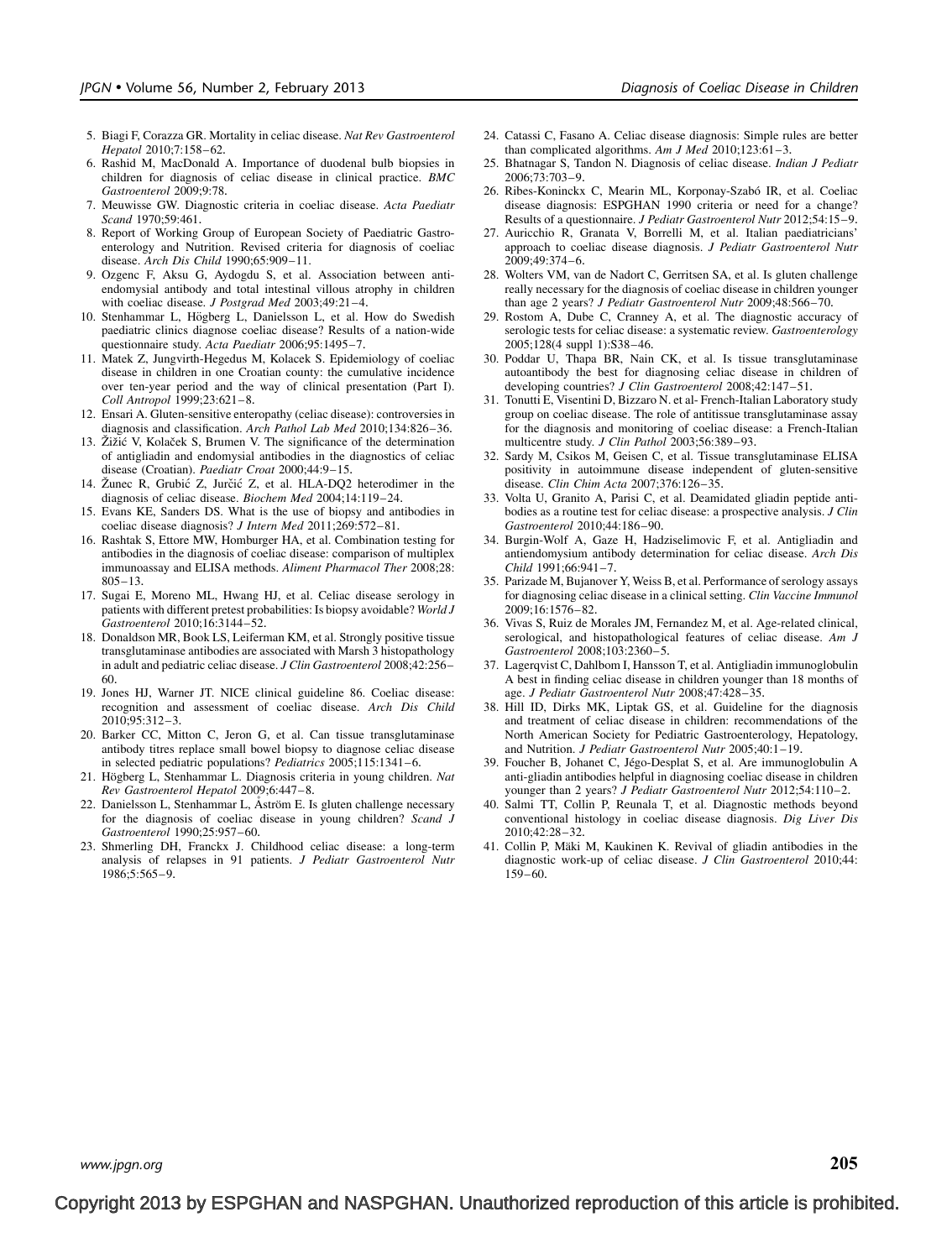5. Biagi F, Corazza GR. Mortality in celiac disease. *Nat Rev Gastroenterol Hepatol* 2010;7:158–62.
6. Rashid M, MacDonald A. Importance of duodenal bulb biopsies in children for diagnosis of celiac disease in clinical practice. *BMC Gastroenterol* 2009;9:78.
7. Meuwisse GW. Diagnostic criteria in coeliac disease. *Acta Paediatr Scand* 1970;59:461.
8. Report of Working Group of European Society of Paediatric Gastroenterology and Nutrition. Revised criteria for diagnosis of coeliac disease. *Arch Dis Child* 1990;65:909–11.
9. Ozgenc F, Aksu G, Aydogdu S, et al. Association between anti-endomysial antibody and total intestinal villous atrophy in children with coeliac disease. *J Postgrad Med* 2003;49:21–4.
10. Stenhammar L, Högberg L, Danielsson L, et al. How do Swedish paediatric clinics diagnose coeliac disease? Results of a nation-wide questionnaire study. *Acta Paediatr* 2006;95:1495–7.
11. Matek Z, Jungvirth-Hegedus M, Kolacek S. Epidemiology of coeliac disease in children in one Croatian county: the cumulative incidence over ten-year period and the way of clinical presentation (Part I). *Coll Antropol* 1999;23:621–8.
12. Ensari A. Gluten-sensitive enteropathy (celiac disease): controversies in diagnosis and classification. *Arch Pathol Lab Med* 2010;134:826–36.
13. Žižić V, Kolaček S, Brumen V. The significance of the determination of antigliadin and endomysial antibodies in the diagnostics of celiac disease (Croatian). *Paediatr Croat* 2000;44:9–15.
14. Žunec R, Grubić Z, Jurčić Z, et al. HLA-DQ2 heterodimer in the diagnosis of celiac disease. *Biochem Med* 2004;14:119–24.
15. Evans KE, Sanders DS. What is the use of biopsy and antibodies in coeliac disease diagnosis? *J Intern Med* 2011;269:572–81.
16. Rashtak S, Ettore MW, Homburger HA, et al. Combination testing for antibodies in the diagnosis of coeliac disease: comparison of multiplex immunoassay and ELISA methods. *Aliment Pharmacol Ther* 2008;28:805–13.
17. Sugai E, Moreno ML, Hwang HJ, et al. Celiac disease serology in patients with different pretest probabilities: Is biopsy avoidable? *World J Gastroenterol* 2010;16:3144–52.
18. Donaldson MR, Book LS, Leiferman KM, et al. Strongly positive tissue transglutaminase antibodies are associated with Marsh 3 histopathology in adult and pediatric celiac disease. *J Clin Gastroenterol* 2008;42:256–60.
19. Jones HJ, Warner JT. NICE clinical guideline 86. Coeliac disease: recognition and assessment of coeliac disease. *Arch Dis Child* 2010;95:312–3.
20. Barker CC, Mitton C, Jeron G, et al. Can tissue transglutaminase antibody titres replace small bowel biopsy to diagnose celiac disease in selected pediatric populations? *Pediatrics* 2005;115:1341–6.
21. Högberg L, Stenhammar L. Diagnosis criteria in young children. *Nat Rev Gastroenterol Hepatol* 2009;6:447–8.
22. Danielsson L, Stenhammar L, Åström E. Is gluten challenge necessary for the diagnosis of coeliac disease in young children? *Scand J Gastroenterol* 1990;25:957–60.
23. Shmerling DH, Franckx J. Childhood celiac disease: a long-term analysis of relapses in 91 patients. *J Pediatr Gastroenterol Nutr* 1986;5:565–9.
24. Catassi C, Fasano A. Celiac disease diagnosis: Simple rules are better than complicated algorithms. *Am J Med* 2010;123:61–3.
25. Bhatnagar S, Tandon N. Diagnosis of celiac disease. *Indian J Pediatr* 2006;73:703–9.
26. Ribes-Koninckx C, Mearin ML, Korponay-Szabó IR, et al. Coeliac disease diagnosis: ESPGHAN 1990 criteria or need for a change? Results of a questionnaire. *J Pediatr Gastroenterol Nutr* 2012;54:15–9.
27. Auricchio R, Granata V, Borrelli M, et al. Italian paediatricians' approach to coeliac disease diagnosis. *J Pediatr Gastroenterol Nutr* 2009;49:374–6.
28. Wolters VM, van de Nadort C, Gerritsen SA, et al. Is gluten challenge really necessary for the diagnosis of coeliac disease in children younger than age 2 years? *J Pediatr Gastroenterol Nutr* 2009;48:566–70.
29. Rostom A, Dube C, Cranney A, et al. The diagnostic accuracy of serologic tests for celiac disease: a systematic review. *Gastroenterology* 2005;128(4 suppl 1):S38–46.
30. Poddar U, Thapa BR, Nain CK, et al. Is tissue transglutaminase autoantibody the best for diagnosing celiac disease in children of developing countries? *J Clin Gastroenterol* 2008;42:147–51.
31. Tonutti E, Visentini D, Bizzaro N. et al- French-Italian Laboratory study group on coeliac disease. The role of antitissue transglutaminase assay for the diagnosis and monitoring of coeliac disease: a French-Italian multicentre study. *J Clin Pathol* 2003;56:389–93.
32. Sardy M, Csikos M, Geisen C, et al. Tissue transglutaminase ELISA positivity in autoimmune disease independent of gluten-sensitive disease. *Clin Chim Acta* 2007;376:126–35.
33. Volta U, Granito A, Parisi C, et al. Deamidated gliadin peptide antibodies as a routine test for celiac disease: a prospective analysis. *J Clin Gastroenterol* 2010;44:186–90.
34. Burgin-Wolf A, Gaze H, Hadziselimovic F, et al. Antigliadin and antiendomysium antibody determination for celiac disease. *Arch Dis Child* 1991;66:941–7.
35. Parizade M, Bujanover Y, Weiss B, et al. Performance of serology assays for diagnosing celiac disease in a clinical setting. *Clin Vaccine Immunol* 2009;16:1576–82.
36. Vivas S, Ruiz de Morales JM, Fernandez M, et al. Age-related clinical, serological, and histopathological features of celiac disease. *Am J Gastroenterol* 2008;103:2360–5.
37. Lagerqvist C, Dahlbom I, Hansson T, et al. Antigliadin immunoglobulin A best in finding celiac disease in children younger than 18 months of age. *J Pediatr Gastroenterol Nutr* 2008;47:428–35.
38. Hill ID, Dirks MK, Liptak GS, et al. Guideline for the diagnosis and treatment of celiac disease in children: recommendations of the North American Society for Pediatric Gastroenterology, Hepatology, and Nutrition. *J Pediatr Gastroenterol Nutr* 2005;40:1–19.
39. Foucher B, Johanet C, Jégo-Desplat S, et al. Are immunoglobulin A anti-gliadin antibodies helpful in diagnosing coeliac disease in children younger than 2 years? *J Pediatr Gastroenterol Nutr* 2012;54:110–2.
40. Salmi TT, Collin P, Reunala T, et al. Diagnostic methods beyond conventional histology in coeliac disease diagnosis. *Dig Liver Dis* 2010;42:28–32.
41. Collin P, Mäki M, Kaukinen K. Revival of gliadin antibodies in the diagnostic work-up of celiac disease. *J Clin Gastroenterol* 2010;44:159–60.

Copyright 2013 by ESPGHAN and NASPGHAN. Unauthorized reproduction of this article is prohibited.